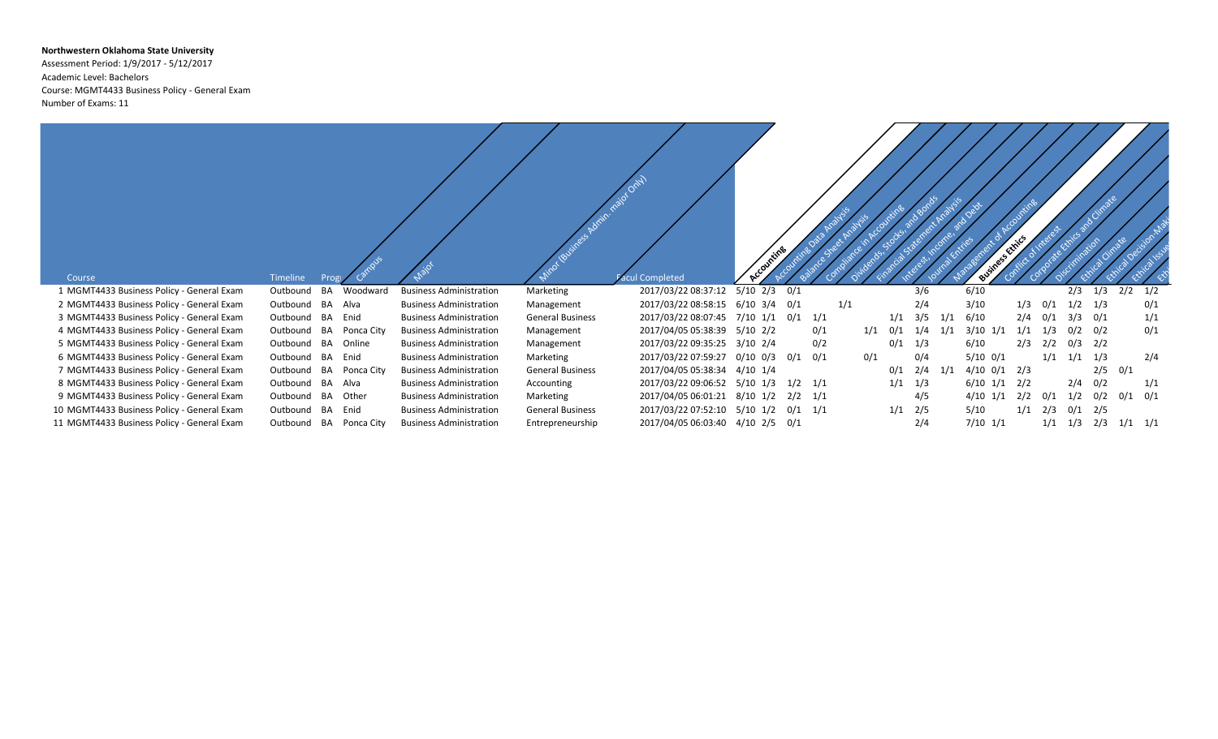**Northwestern Oklahoma State University**
Assessment Period: 1/9/2017 - 5/12/2017
Academic Level: Bachelors
Course: MGMT4433 Business Policy - General Exam
Number of Exams: 11

| Course | Timeline | Prog | Campus | Major | Minor (Business Admin. major Only) | Facul Completed | **Accounting** | Accounting Data Analysis | Balance Sheet Analysis | Compliance in Accounting | Dividends, Stocks, and Bonds | Financial Statement Analysis | Interest, Income, and Debt | Journal Entries | Management of Accounting | **Business Ethics** | Conflict of Interest | Corporate Ethics and Climate | Discrimination | Ethical Climate | Ethical Decision-Mak | Ethical Issue | Eth |
|---|---|---|---|---|---|---|---|---|---|---|---|---|---|---|---|---|---|---|---|---|---|---|---|
| 1 MGMT4433 Business Policy - General Exam | Outbound | BA | Woodward | Business Administration | Marketing | 2017/03/22 08:37:12 | 5/10 | 2/3 | 0/1 | | | | | 3/6 | | 6/10 | | | | 2/3 | 1/3 | 2/2 | 1/2 |
| 2 MGMT4433 Business Policy - General Exam | Outbound | BA | Alva | Business Administration | Management | 2017/03/22 08:58:15 | 6/10 | 3/4 | 0/1 | | 1/1 | | | 2/4 | | 3/10 | | 1/3 | 0/1 | 1/2 | 1/3 | | 0/1 |
| 3 MGMT4433 Business Policy - General Exam | Outbound | BA | Enid | Business Administration | General Business | 2017/03/22 08:07:45 | 7/10 | 1/1 | 0/1 | 1/1 | | | 1/1 | 3/5 | 1/1 | 6/10 | | 2/4 | 0/1 | 3/3 | 0/1 | | 1/1 |
| 4 MGMT4433 Business Policy - General Exam | Outbound | BA | Ponca City | Business Administration | Management | 2017/04/05 05:38:39 | 5/10 | 2/2 | | 0/1 | | 1/1 | 0/1 | 1/4 | 1/1 | 3/10 | 1/1 | 1/1 | 1/3 | 0/2 | 0/2 | | 0/1 |
| 5 MGMT4433 Business Policy - General Exam | Outbound | BA | Online | Business Administration | Management | 2017/03/22 09:35:25 | 3/10 | 2/4 | | 0/2 | | | 0/1 | 1/3 | | 6/10 | | 2/3 | 2/2 | 0/3 | 2/2 | | |
| 6 MGMT4433 Business Policy - General Exam | Outbound | BA | Enid | Business Administration | Marketing | 2017/03/22 07:59:27 | 0/10 | 0/3 | 0/1 | 0/1 | | 0/1 | | 0/4 | | 5/10 | 0/1 | | 1/1 | 1/1 | 1/3 | | 2/4 |
| 7 MGMT4433 Business Policy - General Exam | Outbound | BA | Ponca City | Business Administration | General Business | 2017/04/05 05:38:34 | 4/10 | 1/4 | | | | | 0/1 | 2/4 | 1/1 | 4/10 | 0/1 | 2/3 | | | 2/5 | 0/1 | |
| 8 MGMT4433 Business Policy - General Exam | Outbound | BA | Alva | Business Administration | Accounting | 2017/03/22 09:06:52 | 5/10 | 1/3 | 1/2 | 1/1 | | | 1/1 | 1/3 | | 6/10 | 1/1 | 2/2 | | 2/4 | 0/2 | | 1/1 |
| 9 MGMT4433 Business Policy - General Exam | Outbound | BA | Other | Business Administration | Marketing | 2017/04/05 06:01:21 | 8/10 | 1/2 | 2/2 | 1/1 | | | | 4/5 | | 4/10 | 1/1 | 2/2 | 0/1 | 1/2 | 0/2 | 0/1 | 0/1 |
| 10 MGMT4433 Business Policy - General Exam | Outbound | BA | Enid | Business Administration | General Business | 2017/03/22 07:52:10 | 5/10 | 1/2 | 0/1 | 1/1 | | | 1/1 | 2/5 | | 5/10 | | 1/1 | 2/3 | 0/1 | 2/5 | | |
| 11 MGMT4433 Business Policy - General Exam | Outbound | BA | Ponca City | Business Administration | Entrepreneurship | 2017/04/05 06:03:40 | 4/10 | 2/5 | 0/1 | | | | | 2/4 | | 7/10 | 1/1 | | 1/1 | 1/3 | 2/3 | 1/1 | 1/1 |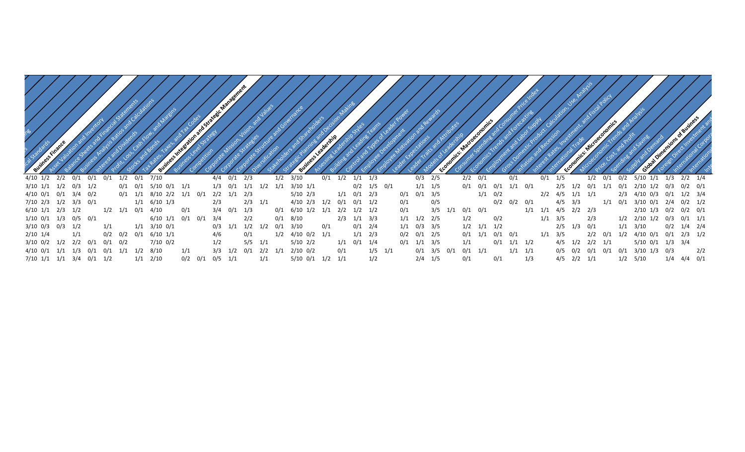| Business Finance | Asset Valuation and Inventory | Balance Sheets and Financial Statements | Business Analysis Ratios and Calculations | Interest and Dividends | Profit, Loss, Cash Flow, and Margins | Stocks and Bonds | Tax Rates, Taxes, and Tax Codes | Business Integration and Strategic Management | Business-Level Strategy | Competition | Corporate Mission, Vision, and Values | Corporate Strategies | Corporate Structure and Governance | Diversification | Stakeholders and Shareholders | Strategic Planning and Decision Making | Business Leadership | Assessing Leadership Styles | Building and Leading Teams | Control and Types of Leader Power | Employee Development | Employee Motivation and Rewards | Leader Expectations | Leader Traits and Attributes | Models of Leadership | Economics: Macroeconomics | Consumer Spending and Consumer Price Index | Economics Trends and Forecasting | Employment and Labor Supply | Gross Domestic Product: Calculation, Use, Analysis | Inflation and Recession | Interest Rates, Investment, and Fiscal Policy | International Trade | Economics: Microeconomics | Microeconomic Trends and Analysis | Price, Cost, and Profit | Spending and Saving | Supply and Demand | Global Dimensions of Business | Foreign Direct Investment and | International Corpora | Internationa | Int |
|---|---|---|---|---|---|---|---|---|---|---|---|---|---|---|---|---|---|---|---|---|---|---|---|---|---|---|---|---|---|---|---|---|---|---|---|---|---|---|---|---|---|---|---|
| 4/10 | 1/2 | 2/2 | 0/1 | 0/1 | 0/1 | 1/2 | 0/1 | 7/10 | | | | 4/4 | 0/1 | 2/3 | | 1/2 | 3/10 | | | 0/1 | 1/2 | 1/1 | 1/3 | | 0/3 | 2/5 | | 2/2 | 0/1 | | | 0/1 | 0/1 | 1/5 | | 1/2 | 0/1 | 0/2 | 5/10 | 1/1 | 1/3 | 2/2 | 1/4 |
| 3/10 | 1/1 | 1/2 | 0/3 | 1/2 | | 0/1 | 0/1 | 5/10 | 0/1 | 1/1 | | 1/3 | 0/1 | 1/1 | 1/2 | 1/1 | 3/10 | 1/1 | | | 0/2 | 1/5 | 0/1 | | 1/1 | 1/5 | | 0/1 | 0/1 | 0/1 | 1/1 | 0/1 | | 2/5 | 1/2 | 0/1 | 1/1 | 0/1 | 2/10 | 1/2 | 0/3 | 0/2 | 0/1 |
| 4/10 | 0/1 | 0/1 | 3/4 | 0/2 | | 0/1 | 1/1 | 8/10 | 2/2 | 1/1 | 0/1 | 2/2 | 1/1 | 2/3 | | | 5/10 | 2/3 | | | 1/1 | 0/1 | 2/3 | 0/1 | 0/1 | 3/5 | | | 1/1 | 0/2 | | | 2/2 | 4/5 | 1/1 | 1/1 | | 2/3 | 4/10 | 0/3 | 0/1 | 1/2 | 3/4 |
| 7/10 | 2/3 | 1/2 | 3/3 | 0/1 | | | 1/1 | 6/10 | 1/3 | | | 2/3 | | 2/3 | 1/1 | | 4/10 | 2/3 | 1/2 | 0/1 | 0/1 | 1/2 | | 0/1 | | 0/5 | | | | 0/2 | 0/2 | 0/1 | | 4/5 | 3/3 | | 1/1 | 0/1 | 3/10 | 0/1 | 2/4 | 0/2 | 1/2 |
| 6/10 | 1/1 | 2/3 | 1/2 | | 1/2 | 1/1 | 0/1 | 4/10 | | 0/1 | | 3/4 | 0/1 | 1/3 | | 0/1 | 6/10 | 1/2 | 1/1 | 2/2 | 1/2 | 1/2 | | 0/1 | | 3/5 | 1/1 | 0/1 | 0/1 | | | 1/1 | 1/1 | 4/5 | 2/2 | 2/3 | | | 2/10 | 1/3 | 0/2 | 0/2 | 0/1 |
| 1/10 | 0/1 | 1/3 | 0/5 | 0/1 | | | | 6/10 | 1/1 | 0/1 | 0/1 | 3/4 | | 2/2 | | 0/1 | 8/10 | | | | 2/3 | 1/1 | 3/3 | 1/1 | 1/2 | 2/5 | | 1/2 | | 0/2 | | | 1/1 | 3/5 | | 2/3 | | 1/2 | 2/10 | 1/2 | 0/3 | 0/1 | 1/1 |
| 3/10 | 0/3 | 0/3 | 1/2 | | 1/1 | | 1/1 | 3/10 | 0/1 | | | 0/3 | 1/1 | 1/2 | 1/2 | 0/1 | 3/10 | | | 0/1 | | 0/1 | 2/4 | 1/1 | 0/3 | 3/5 | | 1/2 | 1/1 | 1/2 | | | | 2/5 | 1/3 | 0/1 | | 1/1 | 3/10 | | 0/2 | 1/4 | 2/4 |
| 2/10 | 1/4 | | 1/1 | | 0/2 | 0/2 | 0/1 | 6/10 | 1/1 | | | 4/6 | | 0/1 | | 1/2 | 4/10 | 0/2 | 1/1 | | | 1/1 | 2/3 | 0/2 | 0/1 | 2/5 | | 0/1 | 1/1 | 0/1 | 0/1 | | 1/1 | 3/5 | | 2/2 | 0/1 | 1/2 | 4/10 | 0/1 | 0/1 | 2/3 | 1/2 |
| 3/10 | 0/2 | 1/2 | 2/2 | 0/1 | 0/1 | 0/2 | | 7/10 | 0/2 | | | 1/2 | | 5/5 | 1/1 | | 5/10 | 2/2 | | | 1/1 | 0/1 | 1/4 | 0/1 | 1/1 | 3/5 | | 1/1 | | 0/1 | 1/1 | 1/2 | | 4/5 | 1/2 | 2/2 | 1/1 | | 5/10 | 0/1 | 1/3 | 3/4 | |
| 4/10 | 0/1 | 1/1 | 1/3 | 0/1 | 0/1 | 1/1 | 1/2 | 8/10 | | 1/1 | | 3/3 | 1/2 | 0/1 | 2/2 | 1/1 | 2/10 | 0/2 | | 0/1 | | 1/5 | 1/1 | | 0/1 | 3/5 | 0/1 | 0/1 | 1/1 | | | 1/1 | 1/1 | 0/5 | 0/2 | 0/1 | 0/1 | 0/1 | 3/10 | 1/3 | 0/3 | | 2/2 |
| 7/10 | 1/1 | 1/1 | 3/4 | 0/1 | 1/2 | | 1/1 | 2/10 | | 0/2 | 0/1 | 0/5 | | 1/1 | | 1/1 | 5/10 | 0/1 | 1/2 | 1/1 | | | 1/2 | | 2/4 | 1/5 | | 0/1 | | 0/1 | | 1/3 | | 4/5 | 2/2 | 1/1 | | 1/2 | 5/10 | | 1/4 | 4/4 | 0/1 |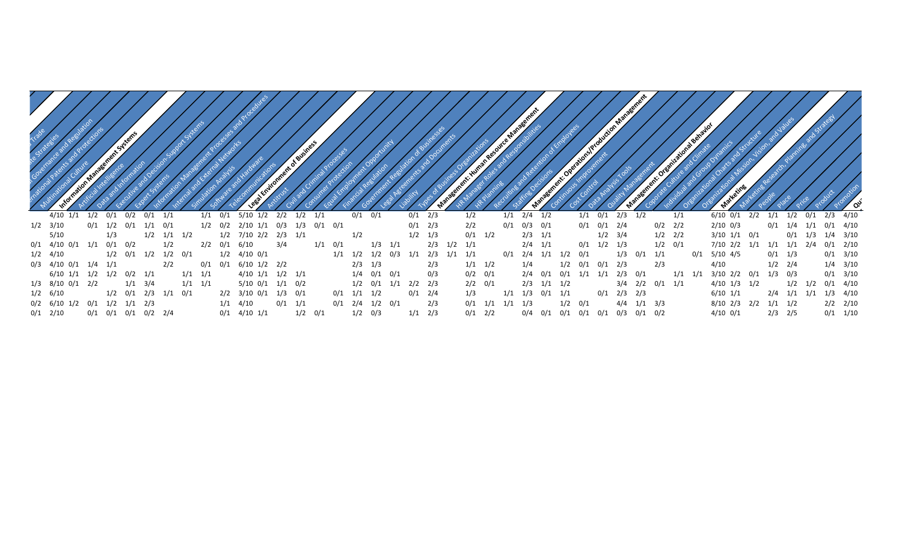| Multinational Culture | Information Management Systems | Artificial Intelligence | Data and Information | Executive and Decision-Support Systems | Expert Systems | Information Management Processes and Procedures | Internal and External Networks | Simulation Analysis | Software and Hardware | Telecommunications | Legal Environment of Business | Antitrust | Civil and Criminal Processes | Consumer Protection | Equal Employment Opportunity | Financial Regulation | Government Regulation of Businesses | Legal Agreements and Documents | Liability | Types of Business Organizations | Management: Human Resource Management | HR Manager Roles and Responsibilities | HR Planning | Recruiting and Retention of Employees | Staffing Decisions | Management: Operations/Production Management | Continuous Improvement | Cost Control | Data Analysis Tools | Quality Management | Management: Organizational Behavior | Coporate Culture and Climate | Individual and Group Dynamics | Organizational Charts and Structure | Organizational Mission, Vision, and Values | Marketing | Marketing Research, Planning, and Strategy | People | Place | Price | Product | Promotion | Qu |
|---|---|---|---|---|---|---|---|---|---|---|---|---|---|---|---|---|---|---|---|---|---|---|---|---|---|---|---|---|---|---|---|---|---|---|---|---|---|---|---|---|---|---|---|
|  | 4/10 | 1/1 | 1/2 | 0/1 | 0/2 | 0/1 | 1/1 |  | 1/1 | 0/1 | 5/10 | 1/2 | 2/2 | 1/2 | 1/1 |  | 0/1 | 0/1 |  | 0/1 | 2/3 |  | 1/2 |  | 1/1 | 2/4 | 1/2 |  | 1/1 | 0/1 | 2/3 | 1/2 |  | 1/1 |  | 6/10 | 0/1 | 2/2 | 1/1 | 1/2 | 0/1 | 2/3 | 4/10 |
| 1/2 | 3/10 |  | 0/1 | 1/2 | 0/1 | 1/1 | 0/1 |  | 1/2 | 0/2 | 2/10 | 1/1 | 0/3 | 1/3 | 0/1 | 0/1 |  |  |  | 0/1 | 2/3 |  | 2/2 |  | 0/1 | 0/3 | 0/1 |  | 0/1 | 0/1 | 2/4 |  | 0/2 | 2/2 |  | 2/10 | 0/3 |  | 0/1 | 1/4 | 1/1 | 0/1 | 4/10 |
|  | 5/10 |  | 1/3 |  |  | 1/2 | 1/1 | 1/2 |  | 1/2 | 7/10 | 2/2 | 2/3 | 1/1 |  | 1/2 |  |  |  | 1/2 | 1/3 |  | 0/1 | 1/2 |  | 2/3 | 1/1 |  |  | 1/2 | 3/4 |  | 1/2 | 2/2 |  | 3/10 | 1/1 | 0/1 |  | 0/1 | 1/3 | 1/4 | 3/10 |
| 0/1 | 4/10 | 0/1 | 1/1 | 0/1 | 0/2 |  | 1/2 |  | 2/2 | 0/1 | 6/10 |  | 3/4 |  | 1/1 | 0/1 |  | 1/3 | 1/1 |  | 2/3 | 1/2 | 1/1 |  |  | 2/4 | 1/1 |  | 0/1 | 1/2 | 1/3 |  | 1/2 | 0/1 |  | 7/10 | 2/2 | 1/1 | 1/1 | 1/1 | 2/4 | 0/1 | 2/10 |
| 1/2 | 4/10 |  |  | 1/2 | 0/1 | 1/2 | 1/2 | 0/1 |  | 1/2 | 4/10 | 0/1 |  |  |  | 1/1 | 1/2 | 1/2 | 0/3 | 1/1 | 2/3 | 1/1 | 1/1 |  | 0/1 | 2/4 | 1/1 | 1/2 | 0/1 |  | 1/3 | 0/1 | 1/1 |  | 0/1 | 5/10 | 4/5 |  | 0/1 | 1/3 |  | 0/1 | 3/10 |
| 0/3 | 4/10 | 0/1 | 1/4 | 1/1 |  |  | 2/2 |  | 0/1 | 0/1 | 6/10 | 1/2 | 2/2 |  |  |  | 2/3 | 1/3 |  |  | 2/3 |  | 1/1 | 1/2 |  | 1/4 |  | 1/2 | 0/1 | 0/1 | 2/3 |  | 2/3 |  |  | 4/10 |  |  | 1/2 | 2/4 |  | 1/4 | 3/10 |
|  | 6/10 | 1/1 | 1/2 | 1/2 | 0/2 | 1/1 |  | 1/1 | 1/1 |  | 4/10 | 1/1 | 1/2 | 1/1 |  |  | 1/4 | 0/1 | 0/1 |  | 0/3 |  | 0/2 | 0/1 |  | 2/4 | 0/1 | 0/1 | 1/1 | 1/1 | 2/3 | 0/1 |  | 1/1 | 1/1 | 3/10 | 2/2 | 0/1 | 1/3 | 0/3 |  | 0/1 | 3/10 |
| 1/3 | 8/10 | 0/1 | 2/2 |  | 1/1 | 3/4 |  | 1/1 | 1/1 |  | 5/10 | 0/1 | 1/1 | 0/2 |  |  | 1/2 | 0/1 | 1/1 | 2/2 | 2/3 |  | 2/2 | 0/1 |  | 2/3 | 1/1 | 1/2 |  |  | 3/4 | 2/2 | 0/1 | 1/1 |  | 4/10 | 1/3 | 1/2 |  | 1/2 | 1/2 | 0/1 | 4/10 |
| 1/2 | 6/10 |  |  | 1/2 | 0/1 | 2/3 | 1/1 | 0/1 |  | 2/2 | 3/10 | 0/1 | 1/3 | 0/1 |  | 0/1 | 1/1 | 1/2 |  | 0/1 | 2/4 |  | 1/3 |  | 1/1 | 1/3 | 0/1 | 1/1 |  | 0/1 | 2/3 | 2/3 |  |  |  | 6/10 | 1/1 |  | 2/4 | 1/1 | 1/1 | 1/3 | 4/10 |
| 0/2 | 6/10 | 1/2 | 0/1 | 1/2 | 1/1 | 2/3 |  |  |  | 1/1 | 4/10 |  | 0/1 | 1/1 |  | 0/1 | 2/4 | 1/2 | 0/1 |  | 2/3 |  | 0/1 | 1/1 | 1/1 | 1/3 |  | 1/2 | 0/1 |  | 4/4 | 1/1 | 3/3 |  |  | 8/10 | 2/3 | 2/2 | 1/1 | 1/2 |  | 2/2 | 2/10 |
| 0/1 | 2/10 |  | 0/1 | 0/1 | 0/1 | 0/2 | 2/4 |  |  | 0/1 | 4/10 | 1/1 |  | 1/2 | 0/1 |  | 1/2 | 0/3 |  | 1/1 | 2/3 |  | 0/1 | 2/2 |  | 0/4 | 0/1 | 0/1 | 0/1 | 0/1 | 0/3 | 0/1 | 0/2 |  |  | 4/10 | 0/1 |  | 2/3 | 2/5 |  | 0/1 | 1/10 |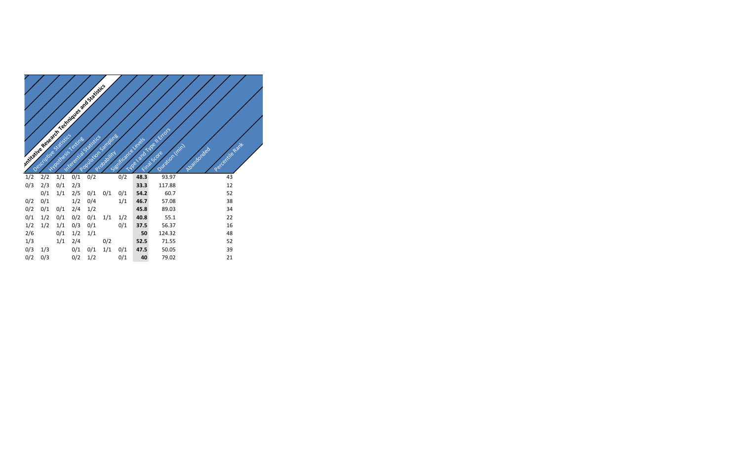| Quantitative Research Techniques and Statistics | | | | | | | | | | |
|---|---|---|---|---|---|---|---|---|---|---|
| Descriptive Statistics | Hypothesis Testing | Inferential Statistics | Population Sampling | Probability | Significance Levels | Type I and Type II Errors | Final Score | Duration (min) | Abandonded | Percentile Rank |
| 1/2 | 2/2 | 1/1 | 0/1 | 0/2 | | 0/2 | **48.3** | 93.97 | | 43 |
| 0/3 | 2/3 | 0/1 | 2/3 | | | | **33.3** | 117.88 | | 12 |
| | 0/1 | 1/1 | 2/5 | 0/1 | 0/1 | 0/1 | **54.2** | 60.7 | | 52 |
| 0/2 | 0/1 | | 1/2 | 0/4 | | 1/1 | **46.7** | 57.08 | | 38 |
| 0/2 | 0/1 | 0/1 | 2/4 | 1/2 | | | **45.8** | 89.03 | | 34 |
| 0/1 | 1/2 | 0/1 | 0/2 | 0/1 | 1/1 | 1/2 | **40.8** | 55.1 | | 22 |
| 1/2 | 1/2 | 1/1 | 0/3 | 0/1 | | 0/1 | **37.5** | 56.37 | | 16 |
| 2/6 | | 0/1 | 1/2 | 1/1 | | | **50** | 124.32 | | 48 |
| 1/3 | | 1/1 | 2/4 | | 0/2 | | **52.5** | 71.55 | | 52 |
| 0/3 | 1/3 | | 0/1 | 0/1 | 1/1 | 0/1 | **47.5** | 50.05 | | 39 |
| 0/2 | 0/3 | | 0/2 | 1/2 | | 0/1 | **40** | 79.02 | | 21 |